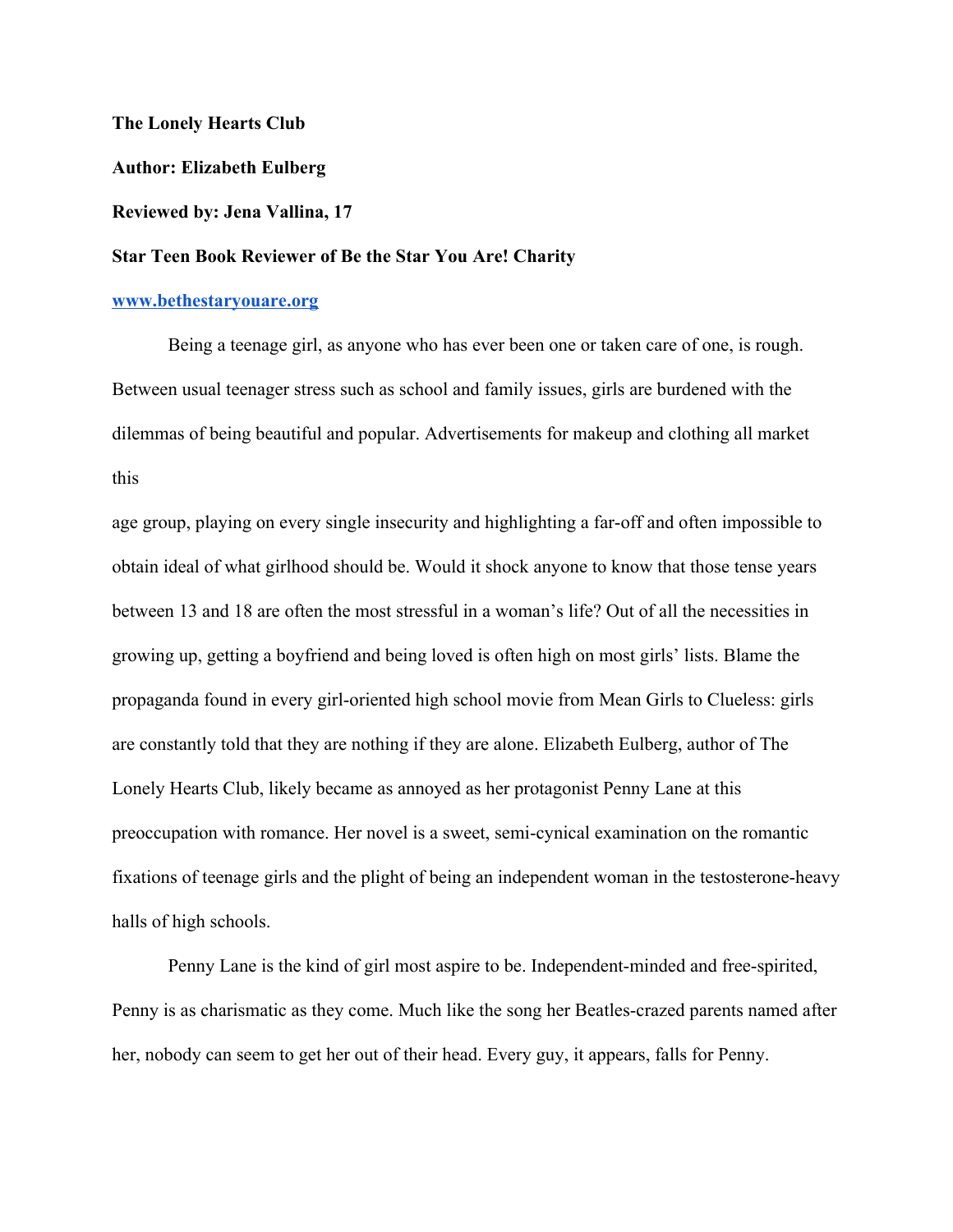**The Lonely Hearts Club**

**Author: Elizabeth Eulberg**

**Reviewed by: Jena Vallina, 17**

**Star Teen Book Reviewer of Be the Star You Are! Charity**

**www.bethestaryouare.org**

Being a teenage girl, as anyone who has ever been one or taken care of one, is rough. Between usual teenager stress such as school and family issues, girls are burdened with the dilemmas of being beautiful and popular. Advertisements for makeup and clothing all market this age group, playing on every single insecurity and highlighting a far-off and often impossible to obtain ideal of what girlhood should be. Would it shock anyone to know that those tense years between 13 and 18 are often the most stressful in a woman's life? Out of all the necessities in growing up, getting a boyfriend and being loved is often high on most girls' lists. Blame the propaganda found in every girl-oriented high school movie from Mean Girls to Clueless: girls are constantly told that they are nothing if they are alone. Elizabeth Eulberg, author of The Lonely Hearts Club, likely became as annoyed as her protagonist Penny Lane at this preoccupation with romance. Her novel is a sweet, semi-cynical examination on the romantic fixations of teenage girls and the plight of being an independent woman in the testosterone-heavy halls of high schools.

Penny Lane is the kind of girl most aspire to be. Independent-minded and free-spirited, Penny is as charismatic as they come. Much like the song her Beatles-crazed parents named after her, nobody can seem to get her out of their head. Every guy, it appears, falls for Penny.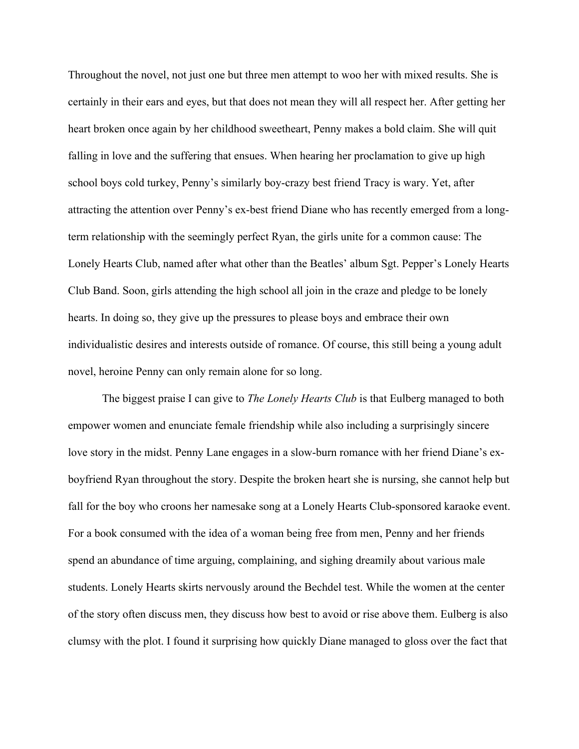Throughout the novel, not just one but three men attempt to woo her with mixed results. She is certainly in their ears and eyes, but that does not mean they will all respect her. After getting her heart broken once again by her childhood sweetheart, Penny makes a bold claim. She will quit falling in love and the suffering that ensues. When hearing her proclamation to give up high school boys cold turkey, Penny's similarly boy-crazy best friend Tracy is wary. Yet, after attracting the attention over Penny's ex-best friend Diane who has recently emerged from a long-term relationship with the seemingly perfect Ryan, the girls unite for a common cause: The Lonely Hearts Club, named after what other than the Beatles' album Sgt. Pepper's Lonely Hearts Club Band. Soon, girls attending the high school all join in the craze and pledge to be lonely hearts. In doing so, they give up the pressures to please boys and embrace their own individualistic desires and interests outside of romance. Of course, this still being a young adult novel, heroine Penny can only remain alone for so long.

The biggest praise I can give to *The Lonely Hearts Club* is that Eulberg managed to both empower women and enunciate female friendship while also including a surprisingly sincere love story in the midst. Penny Lane engages in a slow-burn romance with her friend Diane's ex-boyfriend Ryan throughout the story. Despite the broken heart she is nursing, she cannot help but fall for the boy who croons her namesake song at a Lonely Hearts Club-sponsored karaoke event. For a book consumed with the idea of a woman being free from men, Penny and her friends spend an abundance of time arguing, complaining, and sighing dreamily about various male students. Lonely Hearts skirts nervously around the Bechdel test. While the women at the center of the story often discuss men, they discuss how best to avoid or rise above them. Eulberg is also clumsy with the plot. I found it surprising how quickly Diane managed to gloss over the fact that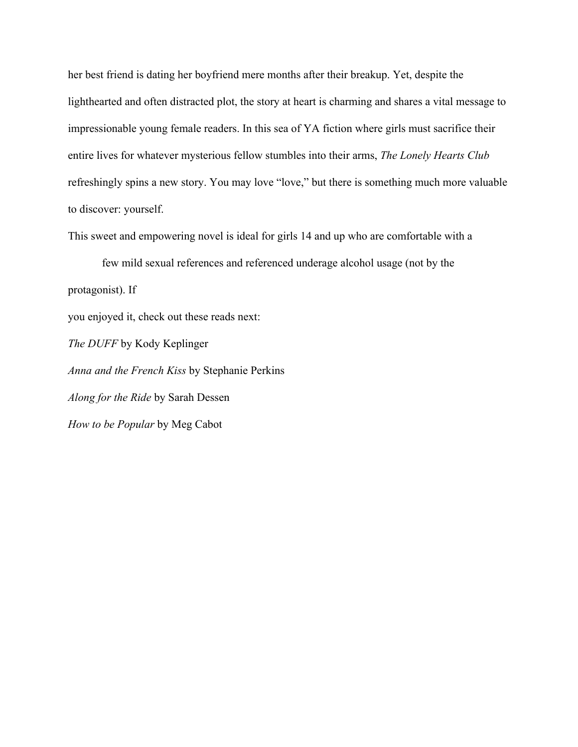her best friend is dating her boyfriend mere months after their breakup. Yet, despite the lighthearted and often distracted plot, the story at heart is charming and shares a vital message to impressionable young female readers. In this sea of YA fiction where girls must sacrifice their entire lives for whatever mysterious fellow stumbles into their arms, *The Lonely Hearts Club* refreshingly spins a new story. You may love "love," but there is something much more valuable to discover: yourself.

This sweet and empowering novel is ideal for girls 14 and up who are comfortable with a few mild sexual references and referenced underage alcohol usage (not by the protagonist). If you enjoyed it, check out these reads next:

*The DUFF* by Kody Keplinger

*Anna and the French Kiss* by Stephanie Perkins

*Along for the Ride* by Sarah Dessen

*How to be Popular* by Meg Cabot